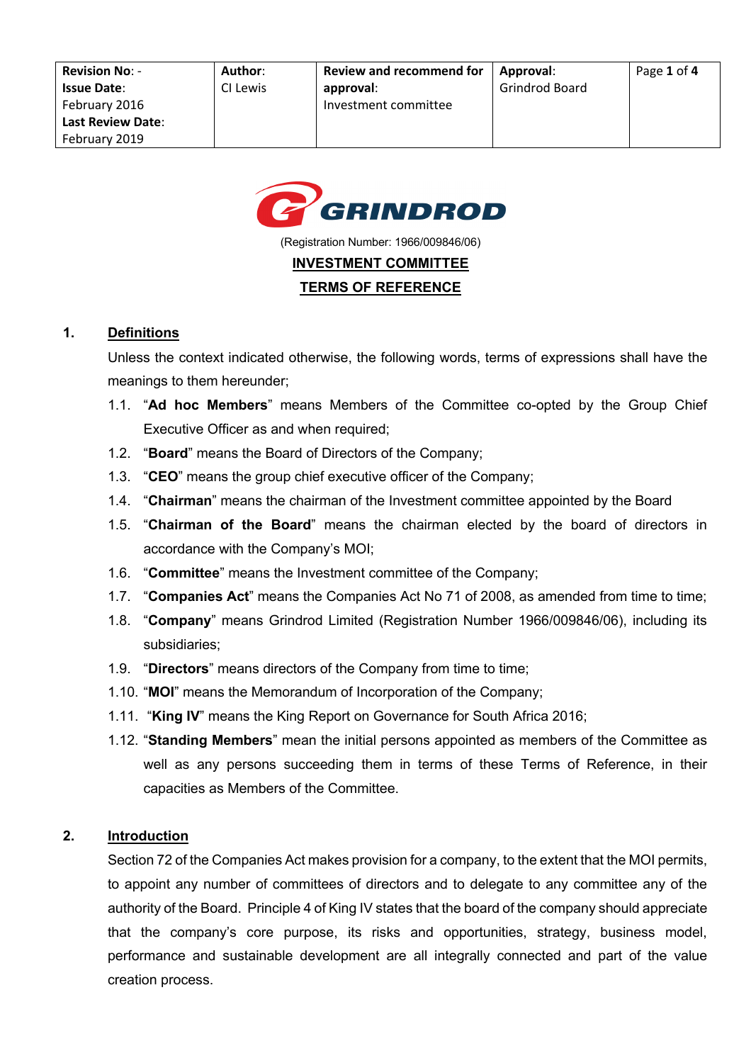| **Revision No**: -<br>**Issue Date**:<br>February 2016<br>**Last Review Date**:<br>February 2019 | **Author**:<br>CI Lewis | **Review and recommend for approval**:<br>Investment committee | **Approval**:<br>Grindrod Board |
|---|---|---|---|

GRINDROD

(Registration Number: 1966/009846/06)

# INVESTMENT COMMITTEE

# TERMS OF REFERENCE

## 1. Definitions

Unless the context indicated otherwise, the following words, terms of expressions shall have the meanings to them hereunder;

1.1. "**Ad hoc Members**" means Members of the Committee co-opted by the Group Chief Executive Officer as and when required;

1.2. "**Board**" means the Board of Directors of the Company;

1.3. "**CEO**" means the group chief executive officer of the Company;

1.4. "**Chairman**" means the chairman of the Investment committee appointed by the Board

1.5. "**Chairman of the Board**" means the chairman elected by the board of directors in accordance with the Company's MOI;

1.6. "**Committee**" means the Investment committee of the Company;

1.7. "**Companies Act**" means the Companies Act No 71 of 2008, as amended from time to time;

1.8. "**Company**" means Grindrod Limited (Registration Number 1966/009846/06), including its subsidiaries;

1.9. "**Directors**" means directors of the Company from time to time;

1.10. "**MOI**" means the Memorandum of Incorporation of the Company;

1.11. "**King IV**" means the King Report on Governance for South Africa 2016;

1.12. "**Standing Members**" mean the initial persons appointed as members of the Committee as well as any persons succeeding them in terms of these Terms of Reference, in their capacities as Members of the Committee.

## 2. Introduction

Section 72 of the Companies Act makes provision for a company, to the extent that the MOI permits, to appoint any number of committees of directors and to delegate to any committee any of the authority of the Board. Principle 4 of King IV states that the board of the company should appreciate that the company's core purpose, its risks and opportunities, strategy, business model, performance and sustainable development are all integrally connected and part of the value creation process.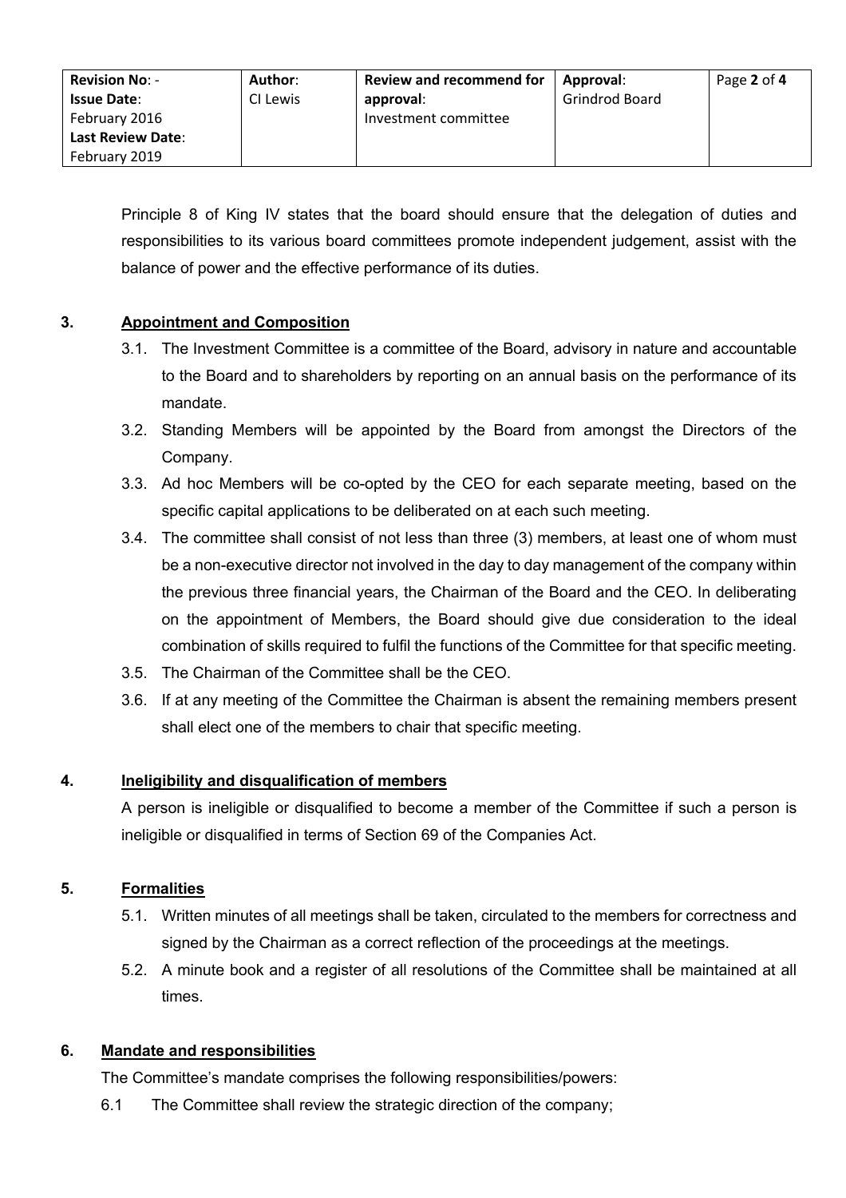Principle 8 of King IV states that the board should ensure that the delegation of duties and responsibilities to its various board committees promote independent judgement, assist with the balance of power and the effective performance of its duties.

## 3. Appointment and Composition

3.1. The Investment Committee is a committee of the Board, advisory in nature and accountable to the Board and to shareholders by reporting on an annual basis on the performance of its mandate.

3.2. Standing Members will be appointed by the Board from amongst the Directors of the Company.

3.3. Ad hoc Members will be co-opted by the CEO for each separate meeting, based on the specific capital applications to be deliberated on at each such meeting.

3.4. The committee shall consist of not less than three (3) members, at least one of whom must be a non-executive director not involved in the day to day management of the company within the previous three financial years, the Chairman of the Board and the CEO. In deliberating on the appointment of Members, the Board should give due consideration to the ideal combination of skills required to fulfil the functions of the Committee for that specific meeting.

3.5. The Chairman of the Committee shall be the CEO.

3.6. If at any meeting of the Committee the Chairman is absent the remaining members present shall elect one of the members to chair that specific meeting.

## 4. Ineligibility and disqualification of members

A person is ineligible or disqualified to become a member of the Committee if such a person is ineligible or disqualified in terms of Section 69 of the Companies Act.

## 5. Formalities

5.1. Written minutes of all meetings shall be taken, circulated to the members for correctness and signed by the Chairman as a correct reflection of the proceedings at the meetings.

5.2. A minute book and a register of all resolutions of the Committee shall be maintained at all times.

## 6. Mandate and responsibilities

The Committee's mandate comprises the following responsibilities/powers:

6.1 The Committee shall review the strategic direction of the company;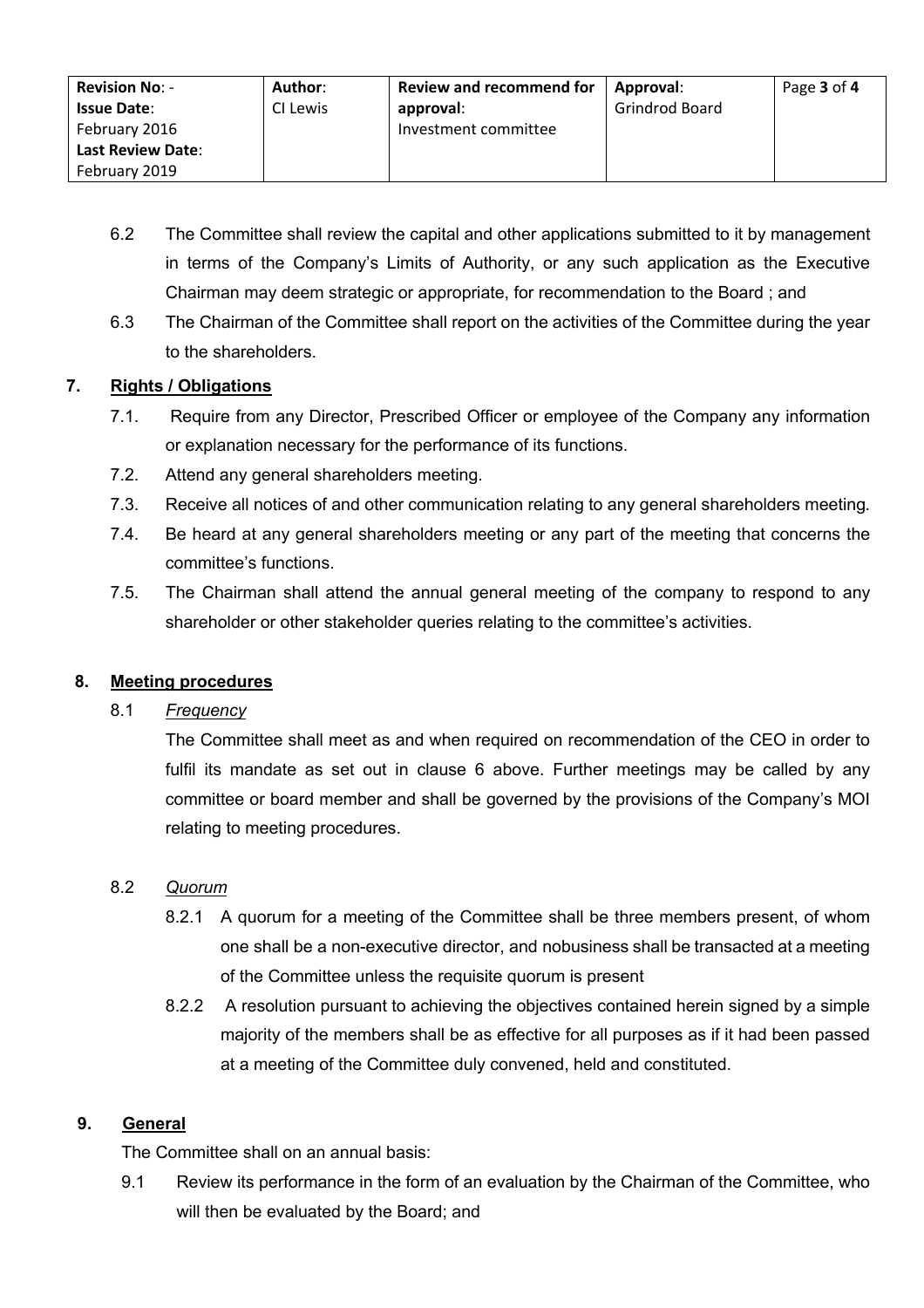6.2 The Committee shall review the capital and other applications submitted to it by management in terms of the Company's Limits of Authority, or any such application as the Executive Chairman may deem strategic or appropriate, for recommendation to the Board ; and

6.3 The Chairman of the Committee shall report on the activities of the Committee during the year to the shareholders.

## 7. Rights / Obligations

7.1. Require from any Director, Prescribed Officer or employee of the Company any information or explanation necessary for the performance of its functions.

7.2. Attend any general shareholders meeting.

7.3. Receive all notices of and other communication relating to any general shareholders meeting.

7.4. Be heard at any general shareholders meeting or any part of the meeting that concerns the committee's functions.

7.5. The Chairman shall attend the annual general meeting of the company to respond to any shareholder or other stakeholder queries relating to the committee's activities.

## 8. Meeting procedures

8.1 *Frequency*

The Committee shall meet as and when required on recommendation of the CEO in order to fulfil its mandate as set out in clause 6 above. Further meetings may be called by any committee or board member and shall be governed by the provisions of the Company's MOI relating to meeting procedures.

8.2 *Quorum*

8.2.1 A quorum for a meeting of the Committee shall be three members present, of whom one shall be a non-executive director, and nobusiness shall be transacted at a meeting of the Committee unless the requisite quorum is present

8.2.2 A resolution pursuant to achieving the objectives contained herein signed by a simple majority of the members shall be as effective for all purposes as if it had been passed at a meeting of the Committee duly convened, held and constituted.

## 9. General

The Committee shall on an annual basis:

9.1 Review its performance in the form of an evaluation by the Chairman of the Committee, who will then be evaluated by the Board; and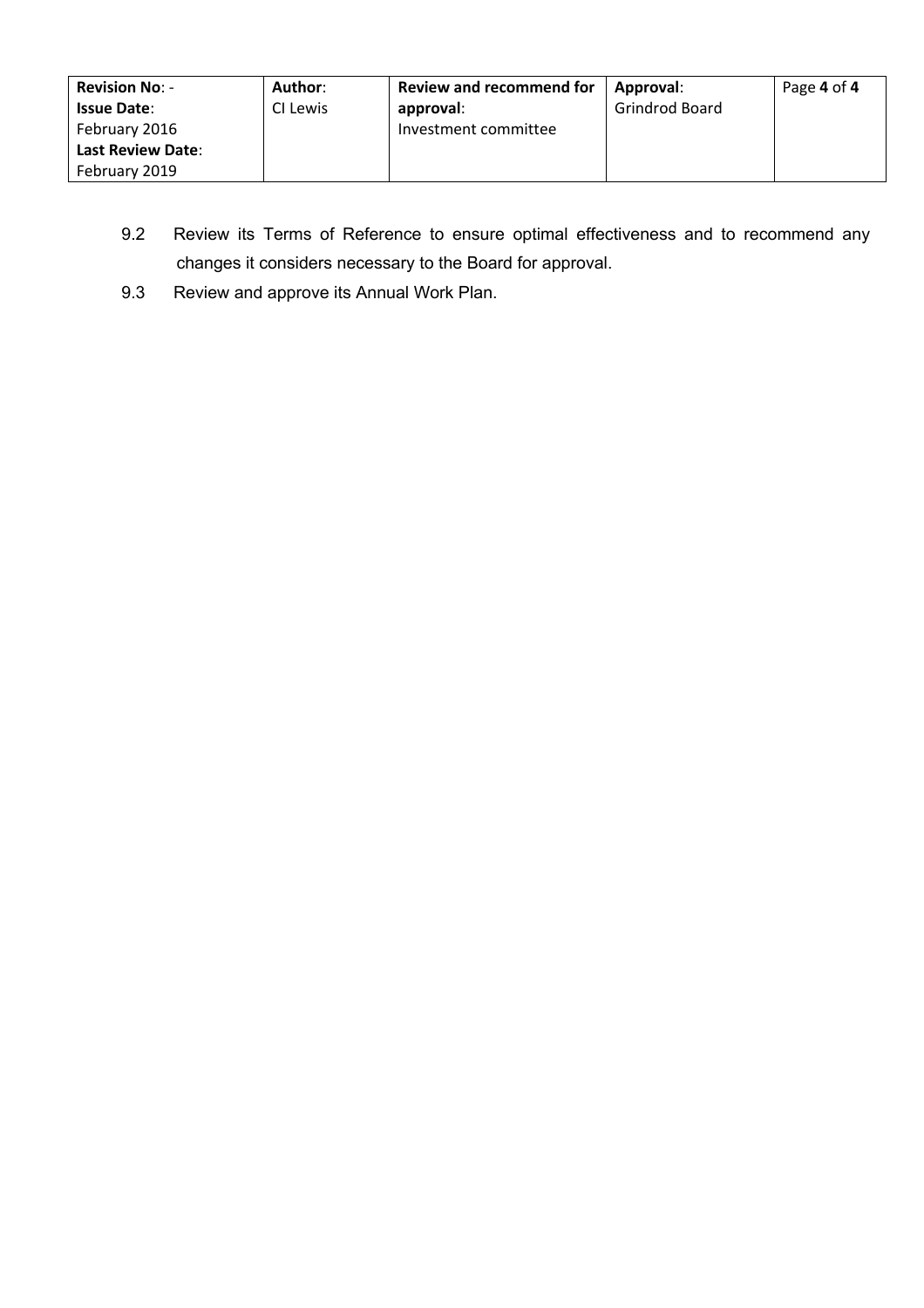9.2 Review its Terms of Reference to ensure optimal effectiveness and to recommend any changes it considers necessary to the Board for approval.

9.3 Review and approve its Annual Work Plan.